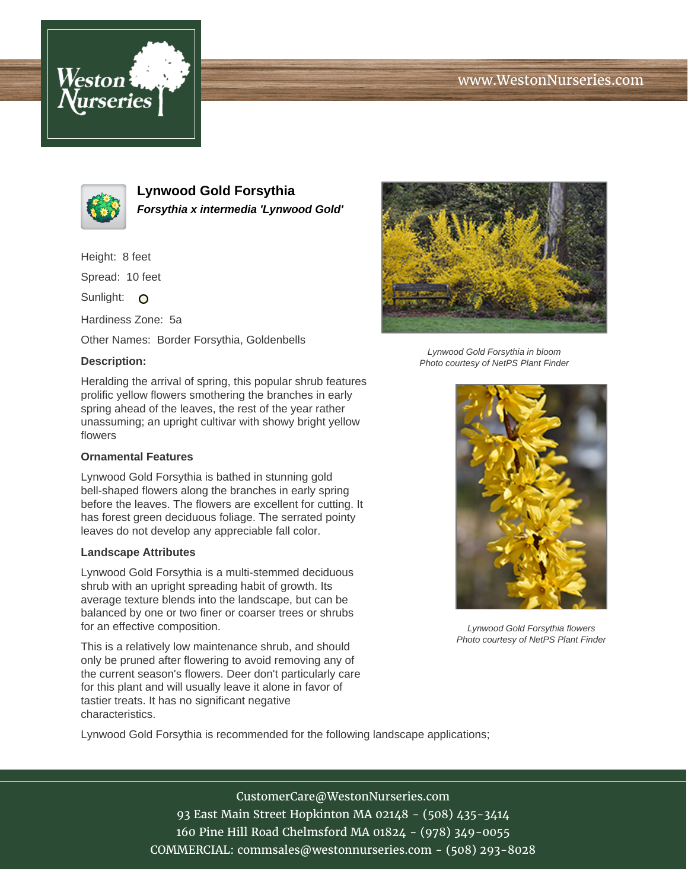# Lynwood Gold Forsythia

***Forsythia x intermedia 'Lynwood Gold'***

Height: 8 feet

Spread: 10 feet

Sunlight: O

Hardiness Zone: 5a

Other Names: Border Forsythia, Goldenbells

**Description:**

Heralding the arrival of spring, this popular shrub features prolific yellow flowers smothering the branches in early spring ahead of the leaves, the rest of the year rather unassuming; an upright cultivar with showy bright yellow flowers

*Lynwood Gold Forsythia in bloom*
*Photo courtesy of NetPS Plant Finder*

### Ornamental Features

Lynwood Gold Forsythia is bathed in stunning gold bell-shaped flowers along the branches in early spring before the leaves. The flowers are excellent for cutting. It has forest green deciduous foliage. The serrated pointy leaves do not develop any appreciable fall color.

### Landscape Attributes

Lynwood Gold Forsythia is a multi-stemmed deciduous shrub with an upright spreading habit of growth. Its average texture blends into the landscape, but can be balanced by one or two finer or coarser trees or shrubs for an effective composition.

This is a relatively low maintenance shrub, and should only be pruned after flowering to avoid removing any of the current season's flowers. Deer don't particularly care for this plant and will usually leave it alone in favor of tastier treats. It has no significant negative characteristics.

*Lynwood Gold Forsythia flowers*
*Photo courtesy of NetPS Plant Finder*

Lynwood Gold Forsythia is recommended for the following landscape applications;

CustomerCare@WestonNurseries.com
93 East Main Street Hopkinton MA 02148 - (508) 435-3414
160 Pine Hill Road Chelmsford MA 01824 - (978) 349-0055
COMMERCIAL: commsales@westonnurseries.com - (508) 293-8028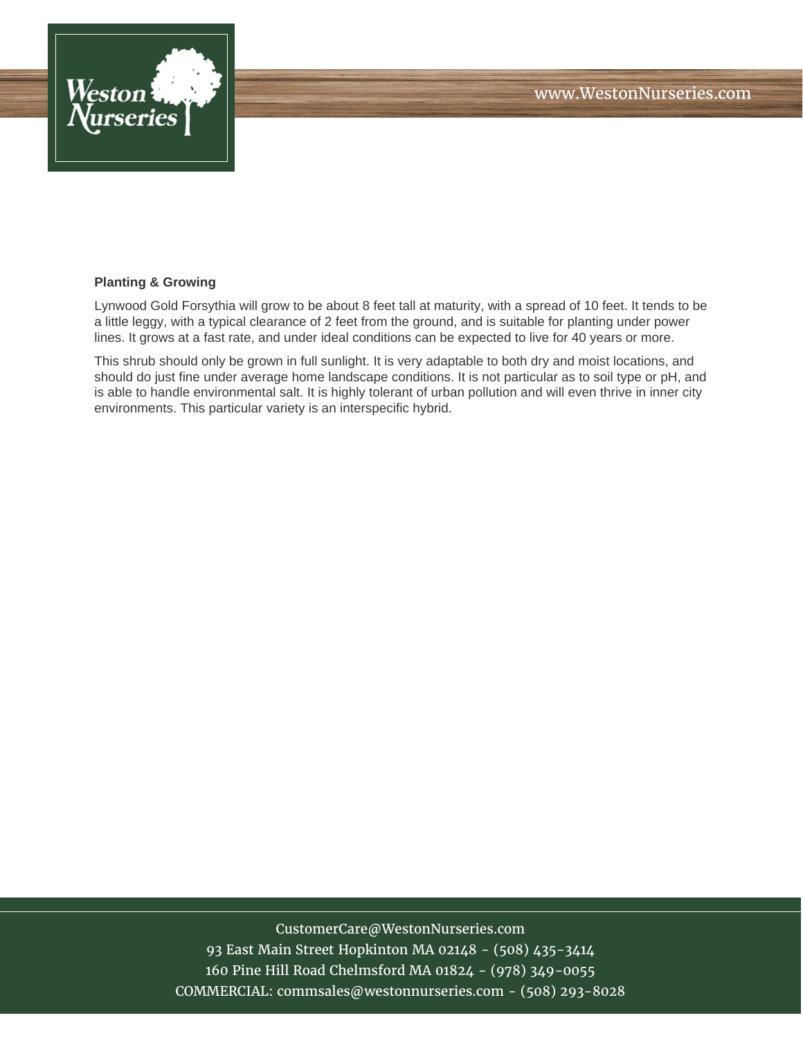**Planting & Growing**

Lynwood Gold Forsythia will grow to be about 8 feet tall at maturity, with a spread of 10 feet. It tends to be a little leggy, with a typical clearance of 2 feet from the ground, and is suitable for planting under power lines. It grows at a fast rate, and under ideal conditions can be expected to live for 40 years or more.

This shrub should only be grown in full sunlight. It is very adaptable to both dry and moist locations, and should do just fine under average home landscape conditions. It is not particular as to soil type or pH, and is able to handle environmental salt. It is highly tolerant of urban pollution and will even thrive in inner city environments. This particular variety is an interspecific hybrid.